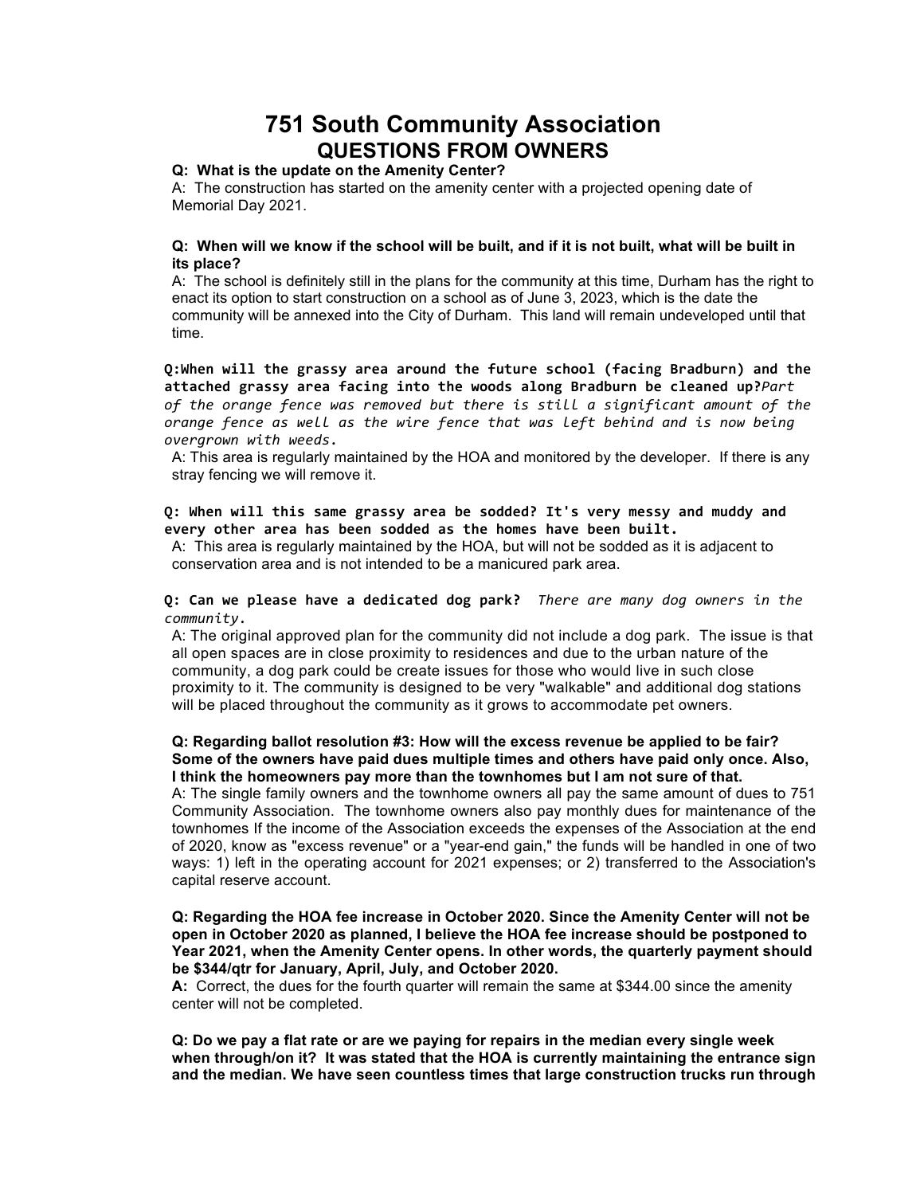# 751 South Community Association
## QUESTIONS FROM OWNERS

**Q: What is the update on the Amenity Center?**

A: The construction has started on the amenity center with a projected opening date of Memorial Day 2021.

**Q: When will we know if the school will be built, and if it is not built, what will be built in its place?**

A: The school is definitely still in the plans for the community at this time, Durham has the right to enact its option to start construction on a school as of June 3, 2023, which is the date the community will be annexed into the City of Durham. This land will remain undeveloped until that time.

**Q:When will the grassy area around the future school (facing Bradburn) and the attached grassy area facing into the woods along Bradburn be cleaned up?***Part of the orange fence was removed but there is still a significant amount of the orange fence as well as the wire fence that was left behind and is now being overgrown with weeds.*

A: This area is regularly maintained by the HOA and monitored by the developer. If there is any stray fencing we will remove it.

**Q: When will this same grassy area be sodded? It's very messy and muddy and every other area has been sodded as the homes have been built.**

A: This area is regularly maintained by the HOA, but will not be sodded as it is adjacent to conservation area and is not intended to be a manicured park area.

**Q: Can we please have a dedicated dog park?** *There are many dog owners in the community.*

A: The original approved plan for the community did not include a dog park. The issue is that all open spaces are in close proximity to residences and due to the urban nature of the community, a dog park could be create issues for those who would live in such close proximity to it. The community is designed to be very "walkable" and additional dog stations will be placed throughout the community as it grows to accommodate pet owners.

**Q: Regarding ballot resolution #3: How will the excess revenue be applied to be fair? Some of the owners have paid dues multiple times and others have paid only once. Also, I think the homeowners pay more than the townhomes but I am not sure of that.**

A: The single family owners and the townhome owners all pay the same amount of dues to 751 Community Association. The townhome owners also pay monthly dues for maintenance of the townhomes If the income of the Association exceeds the expenses of the Association at the end of 2020, know as "excess revenue" or a "year-end gain," the funds will be handled in one of two ways: 1) left in the operating account for 2021 expenses; or 2) transferred to the Association's capital reserve account.

**Q: Regarding the HOA fee increase in October 2020. Since the Amenity Center will not be open in October 2020 as planned, I believe the HOA fee increase should be postponed to Year 2021, when the Amenity Center opens. In other words, the quarterly payment should be $344/qtr for January, April, July, and October 2020.**

**A:** Correct, the dues for the fourth quarter will remain the same at $344.00 since the amenity center will not be completed.

**Q: Do we pay a flat rate or are we paying for repairs in the median every single week when through/on it? It was stated that the HOA is currently maintaining the entrance sign and the median. We have seen countless times that large construction trucks run through**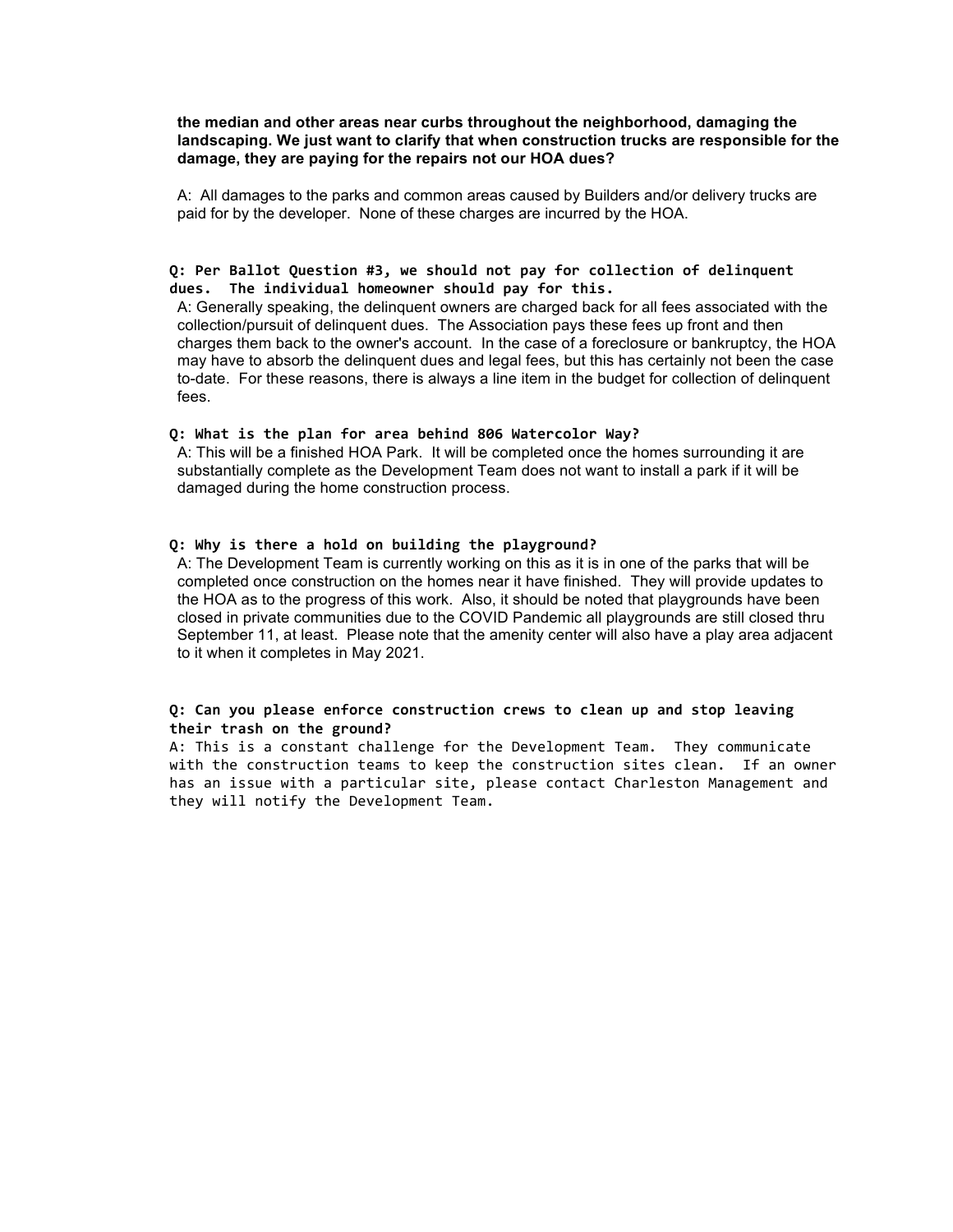**the median and other areas near curbs throughout the neighborhood, damaging the landscaping. We just want to clarify that when construction trucks are responsible for the damage, they are paying for the repairs not our HOA dues?**

A: All damages to the parks and common areas caused by Builders and/or delivery trucks are paid for by the developer. None of these charges are incurred by the HOA.

**Q: Per Ballot Question #3, we should not pay for collection of delinquent dues. The individual homeowner should pay for this.**

A: Generally speaking, the delinquent owners are charged back for all fees associated with the collection/pursuit of delinquent dues. The Association pays these fees up front and then charges them back to the owner's account. In the case of a foreclosure or bankruptcy, the HOA may have to absorb the delinquent dues and legal fees, but this has certainly not been the case to-date. For these reasons, there is always a line item in the budget for collection of delinquent fees.

**Q: What is the plan for area behind 806 Watercolor Way?**

A: This will be a finished HOA Park. It will be completed once the homes surrounding it are substantially complete as the Development Team does not want to install a park if it will be damaged during the home construction process.

**Q: Why is there a hold on building the playground?**

A: The Development Team is currently working on this as it is in one of the parks that will be completed once construction on the homes near it have finished. They will provide updates to the HOA as to the progress of this work. Also, it should be noted that playgrounds have been closed in private communities due to the COVID Pandemic all playgrounds are still closed thru September 11, at least. Please note that the amenity center will also have a play area adjacent to it when it completes in May 2021.

**Q: Can you please enforce construction crews to clean up and stop leaving their trash on the ground?**

A: This is a constant challenge for the Development Team. They communicate with the construction teams to keep the construction sites clean. If an owner has an issue with a particular site, please contact Charleston Management and they will notify the Development Team.